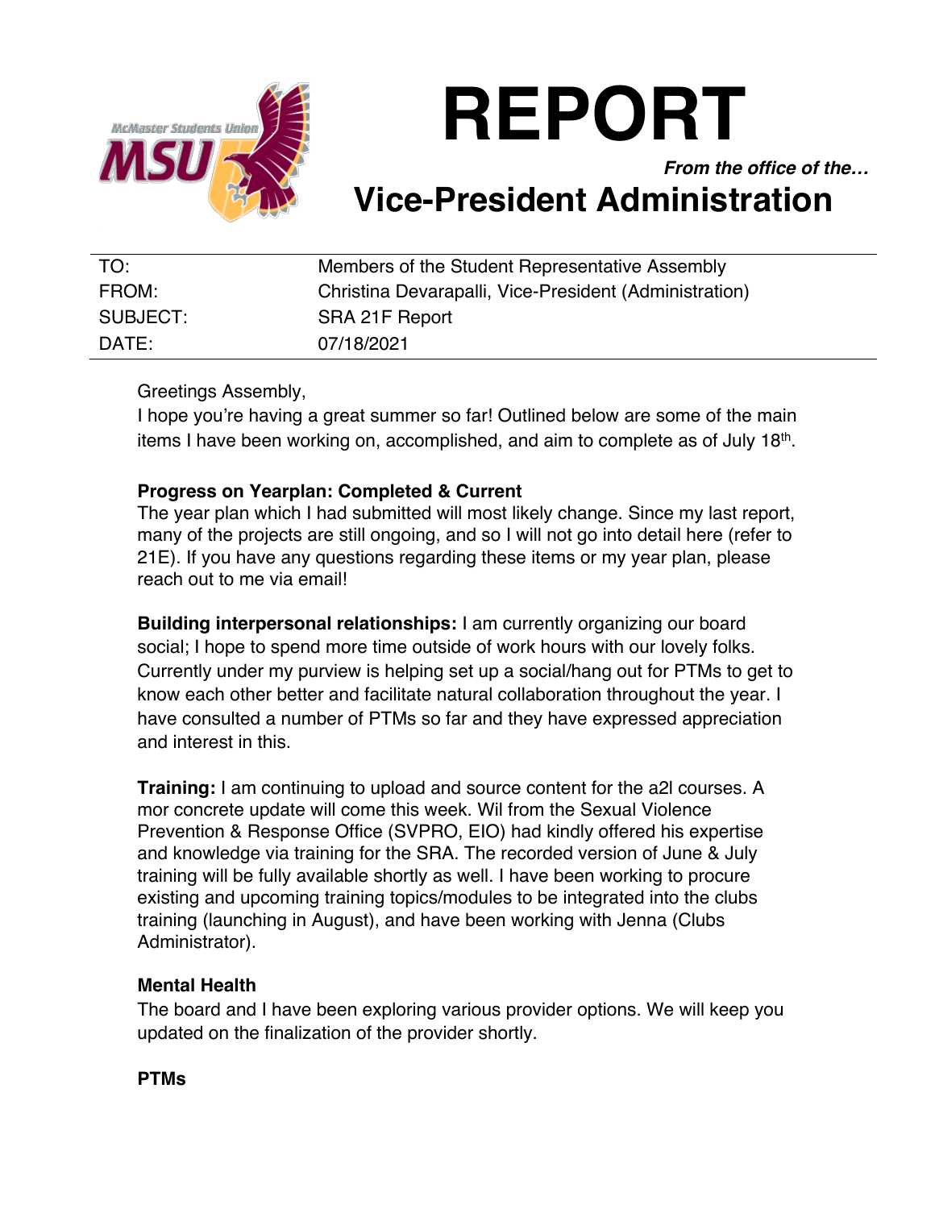# REPORT

***From the office of the…***

## Vice-President Administration

| | |
|---|---|
| TO: | Members of the Student Representative Assembly |
| FROM: | Christina Devarapalli, Vice-President (Administration) |
| SUBJECT: | SRA 21F Report |
| DATE: | 07/18/2021 |

Greetings Assembly,

I hope you're having a great summer so far! Outlined below are some of the main items I have been working on, accomplished, and aim to complete as of July 18th.

**Progress on Yearplan: Completed & Current**

The year plan which I had submitted will most likely change. Since my last report, many of the projects are still ongoing, and so I will not go into detail here (refer to 21E). If you have any questions regarding these items or my year plan, please reach out to me via email!

**Building interpersonal relationships:** I am currently organizing our board social; I hope to spend more time outside of work hours with our lovely folks. Currently under my purview is helping set up a social/hang out for PTMs to get to know each other better and facilitate natural collaboration throughout the year. I have consulted a number of PTMs so far and they have expressed appreciation and interest in this.

**Training:** I am continuing to upload and source content for the a2l courses. A mor concrete update will come this week. Wil from the Sexual Violence Prevention & Response Office (SVPRO, EIO) had kindly offered his expertise and knowledge via training for the SRA. The recorded version of June & July training will be fully available shortly as well. I have been working to procure existing and upcoming training topics/modules to be integrated into the clubs training (launching in August), and have been working with Jenna (Clubs Administrator).

**Mental Health**

The board and I have been exploring various provider options. We will keep you updated on the finalization of the provider shortly.

**PTMs**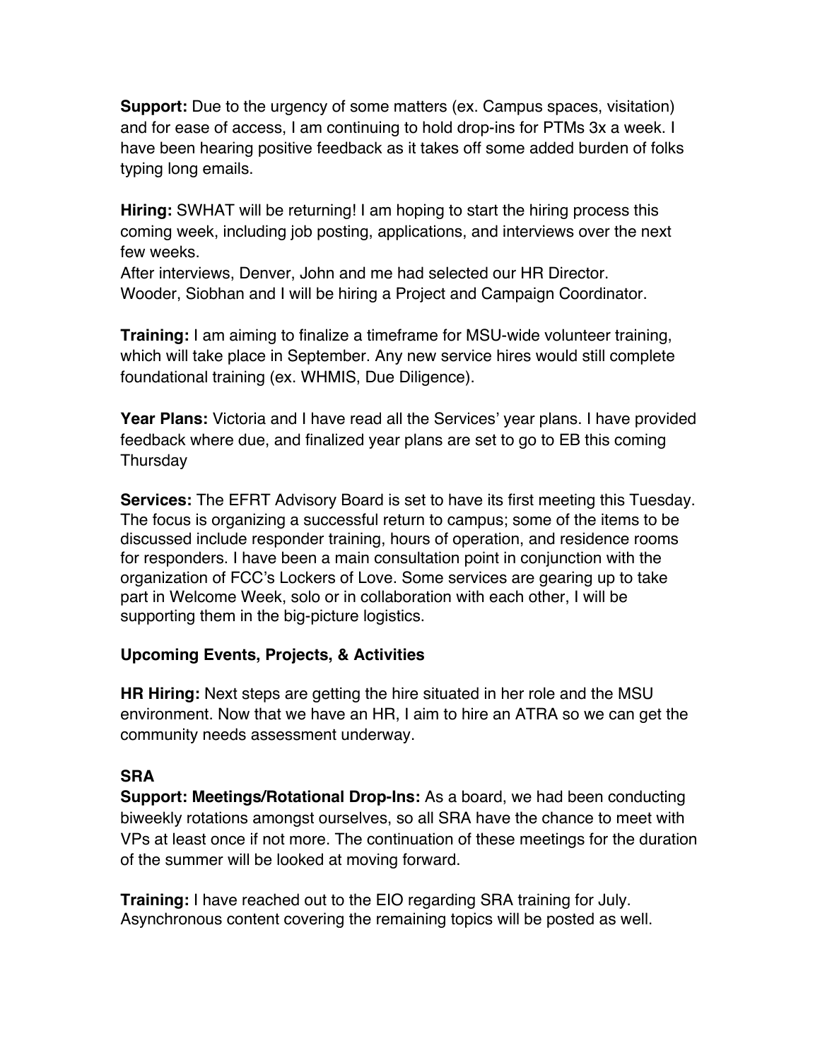**Support:** Due to the urgency of some matters (ex. Campus spaces, visitation) and for ease of access, I am continuing to hold drop-ins for PTMs 3x a week. I have been hearing positive feedback as it takes off some added burden of folks typing long emails.

**Hiring:** SWHAT will be returning! I am hoping to start the hiring process this coming week, including job posting, applications, and interviews over the next few weeks.
After interviews, Denver, John and me had selected our HR Director.
Wooder, Siobhan and I will be hiring a Project and Campaign Coordinator.

**Training:** I am aiming to finalize a timeframe for MSU-wide volunteer training, which will take place in September. Any new service hires would still complete foundational training (ex. WHMIS, Due Diligence).

**Year Plans:** Victoria and I have read all the Services' year plans. I have provided feedback where due, and finalized year plans are set to go to EB this coming Thursday

**Services:** The EFRT Advisory Board is set to have its first meeting this Tuesday. The focus is organizing a successful return to campus; some of the items to be discussed include responder training, hours of operation, and residence rooms for responders. I have been a main consultation point in conjunction with the organization of FCC's Lockers of Love. Some services are gearing up to take part in Welcome Week, solo or in collaboration with each other, I will be supporting them in the big-picture logistics.

**Upcoming Events, Projects, & Activities**

**HR Hiring:** Next steps are getting the hire situated in her role and the MSU environment. Now that we have an HR, I aim to hire an ATRA so we can get the community needs assessment underway.

**SRA**

**Support: Meetings/Rotational Drop-Ins:** As a board, we had been conducting biweekly rotations amongst ourselves, so all SRA have the chance to meet with VPs at least once if not more. The continuation of these meetings for the duration of the summer will be looked at moving forward.

**Training:** I have reached out to the EIO regarding SRA training for July. Asynchronous content covering the remaining topics will be posted as well.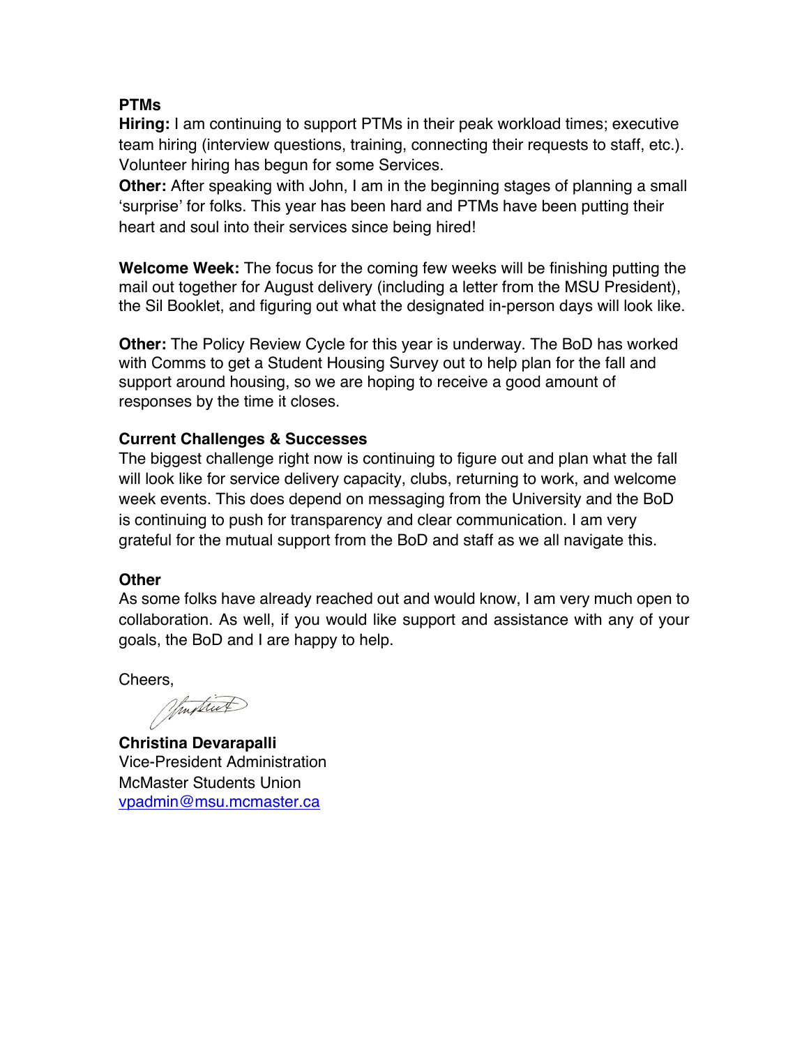**PTMs**

**Hiring:** I am continuing to support PTMs in their peak workload times; executive team hiring (interview questions, training, connecting their requests to staff, etc.). Volunteer hiring has begun for some Services.

**Other:** After speaking with John, I am in the beginning stages of planning a small 'surprise' for folks. This year has been hard and PTMs have been putting their heart and soul into their services since being hired!

**Welcome Week:** The focus for the coming few weeks will be finishing putting the mail out together for August delivery (including a letter from the MSU President), the Sil Booklet, and figuring out what the designated in-person days will look like.

**Other:** The Policy Review Cycle for this year is underway. The BoD has worked with Comms to get a Student Housing Survey out to help plan for the fall and support around housing, so we are hoping to receive a good amount of responses by the time it closes.

**Current Challenges & Successes**

The biggest challenge right now is continuing to figure out and plan what the fall will look like for service delivery capacity, clubs, returning to work, and welcome week events. This does depend on messaging from the University and the BoD is continuing to push for transparency and clear communication. I am very grateful for the mutual support from the BoD and staff as we all navigate this.

**Other**

As some folks have already reached out and would know, I am very much open to collaboration. As well, if you would like support and assistance with any of your goals, the BoD and I are happy to help.

Cheers,

**Christina Devarapalli**
Vice-President Administration
McMaster Students Union
vpadmin@msu.mcmaster.ca